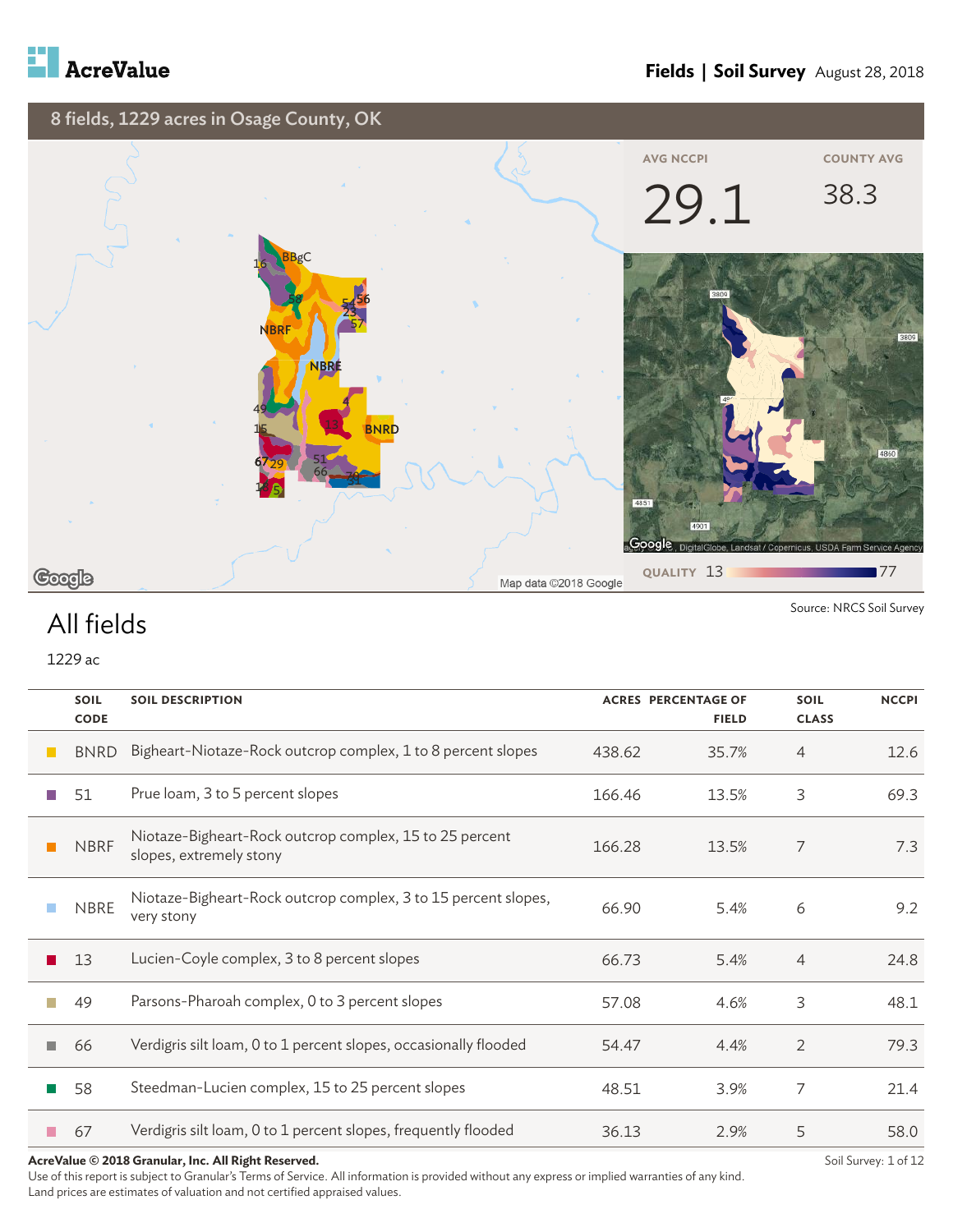AcreValue

**Fields | Soil Survey** August 28, 2018

## 8 fields, 1229 acres in Osage County, OK

AVG NCCPI **29.1**

COUNTY AVG 38.3

QUALITY 13 — 77

Source: NRCS Soil Survey

# All fields

1229 ac

| SOIL CODE | SOIL DESCRIPTION | ACRES | PERCENTAGE OF FIELD | SOIL CLASS | NCCPI |
|---|---|---|---|---|---|
| BNRD | Bigheart-Niotaze-Rock outcrop complex, 1 to 8 percent slopes | 438.62 | 35.7% | 4 | 12.6 |
| 51 | Prue loam, 3 to 5 percent slopes | 166.46 | 13.5% | 3 | 69.3 |
| NBRF | Niotaze-Bigheart-Rock outcrop complex, 15 to 25 percent slopes, extremely stony | 166.28 | 13.5% | 7 | 7.3 |
| NBRE | Niotaze-Bigheart-Rock outcrop complex, 3 to 15 percent slopes, very stony | 66.90 | 5.4% | 6 | 9.2 |
| 13 | Lucien-Coyle complex, 3 to 8 percent slopes | 66.73 | 5.4% | 4 | 24.8 |
| 49 | Parsons-Pharoah complex, 0 to 3 percent slopes | 57.08 | 4.6% | 3 | 48.1 |
| 66 | Verdigris silt loam, 0 to 1 percent slopes, occasionally flooded | 54.47 | 4.4% | 2 | 79.3 |
| 58 | Steedman-Lucien complex, 15 to 25 percent slopes | 48.51 | 3.9% | 7 | 21.4 |
| 67 | Verdigris silt loam, 0 to 1 percent slopes, frequently flooded | 36.13 | 2.9% | 5 | 58.0 |

**AcreValue © 2018 Granular, Inc. All Right Reserved.**
Use of this report is subject to Granular's Terms of Service. All information is provided without any express or implied warranties of any kind. Land prices are estimates of valuation and not certified appraised values.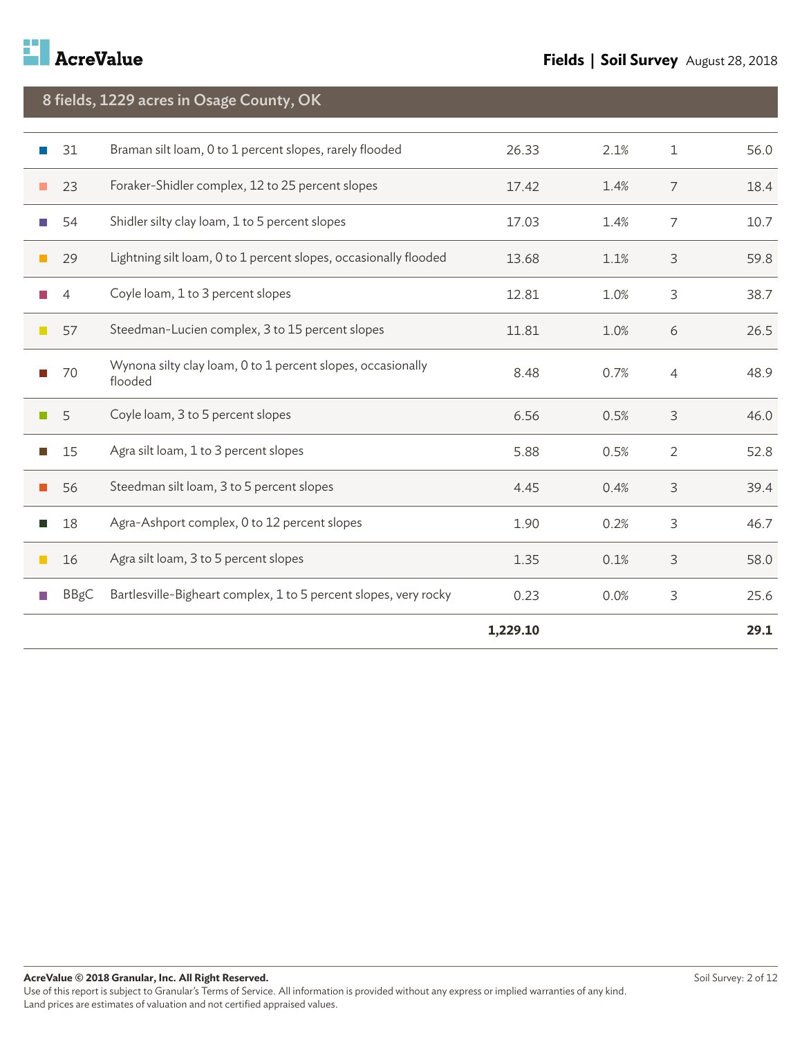## 8 fields, 1229 acres in Osage County, OK

| | | | | | |
|---|---|---|---|---|---|
| 31 | Braman silt loam, 0 to 1 percent slopes, rarely flooded | 26.33 | 2.1% | 1 | 56.0 |
| 23 | Foraker-Shidler complex, 12 to 25 percent slopes | 17.42 | 1.4% | 7 | 18.4 |
| 54 | Shidler silty clay loam, 1 to 5 percent slopes | 17.03 | 1.4% | 7 | 10.7 |
| 29 | Lightning silt loam, 0 to 1 percent slopes, occasionally flooded | 13.68 | 1.1% | 3 | 59.8 |
| 4 | Coyle loam, 1 to 3 percent slopes | 12.81 | 1.0% | 3 | 38.7 |
| 57 | Steedman-Lucien complex, 3 to 15 percent slopes | 11.81 | 1.0% | 6 | 26.5 |
| 70 | Wynona silty clay loam, 0 to 1 percent slopes, occasionally flooded | 8.48 | 0.7% | 4 | 48.9 |
| 5 | Coyle loam, 3 to 5 percent slopes | 6.56 | 0.5% | 3 | 46.0 |
| 15 | Agra silt loam, 1 to 3 percent slopes | 5.88 | 0.5% | 2 | 52.8 |
| 56 | Steedman silt loam, 3 to 5 percent slopes | 4.45 | 0.4% | 3 | 39.4 |
| 18 | Agra-Ashport complex, 0 to 12 percent slopes | 1.90 | 0.2% | 3 | 46.7 |
| 16 | Agra silt loam, 3 to 5 percent slopes | 1.35 | 0.1% | 3 | 58.0 |
| BBgC | Bartlesville-Bigheart complex, 1 to 5 percent slopes, very rocky | 0.23 | 0.0% | 3 | 25.6 |
| | | **1,229.10** | | | **29.1** |

**AcreValue © 2018 Granular, Inc. All Right Reserved.**
Use of this report is subject to Granular's Terms of Service. All information is provided without any express or implied warranties of any kind. Land prices are estimates of valuation and not certified appraised values.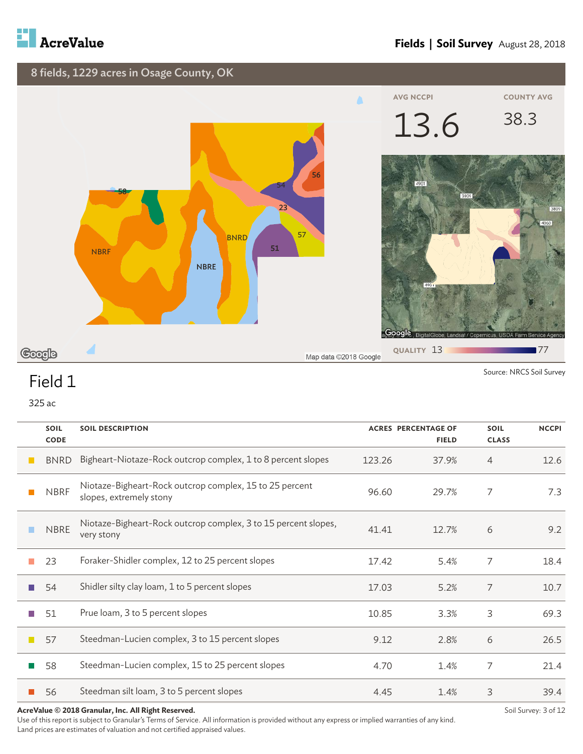AcreValue

**Fields | Soil Survey** August 28, 2018

## 8 fields, 1229 acres in Osage County, OK

AVG NCCPI **13.6**

COUNTY AVG **38.3**

QUALITY 13 — 77

Map data ©2018 Google

Source: NRCS Soil Survey

# Field 1

325 ac

| SOIL CODE | SOIL DESCRIPTION | ACRES | PERCENTAGE OF FIELD | SOIL CLASS | NCCPI |
|---|---|---|---|---|---|
| BNRD | Bigheart-Niotaze-Rock outcrop complex, 1 to 8 percent slopes | 123.26 | 37.9% | 4 | 12.6 |
| NBRF | Niotaze-Bigheart-Rock outcrop complex, 15 to 25 percent slopes, extremely stony | 96.60 | 29.7% | 7 | 7.3 |
| NBRE | Niotaze-Bigheart-Rock outcrop complex, 3 to 15 percent slopes, very stony | 41.41 | 12.7% | 6 | 9.2 |
| 23 | Foraker-Shidler complex, 12 to 25 percent slopes | 17.42 | 5.4% | 7 | 18.4 |
| 54 | Shidler silty clay loam, 1 to 5 percent slopes | 17.03 | 5.2% | 7 | 10.7 |
| 51 | Prue loam, 3 to 5 percent slopes | 10.85 | 3.3% | 3 | 69.3 |
| 57 | Steedman-Lucien complex, 3 to 15 percent slopes | 9.12 | 2.8% | 6 | 26.5 |
| 58 | Steedman-Lucien complex, 15 to 25 percent slopes | 4.70 | 1.4% | 7 | 21.4 |
| 56 | Steedman silt loam, 3 to 5 percent slopes | 4.45 | 1.4% | 3 | 39.4 |

**AcreValue © 2018 Granular, Inc. All Right Reserved.**
Use of this report is subject to Granular's Terms of Service. All information is provided without any express or implied warranties of any kind.
Land prices are estimates of valuation and not certified appraised values.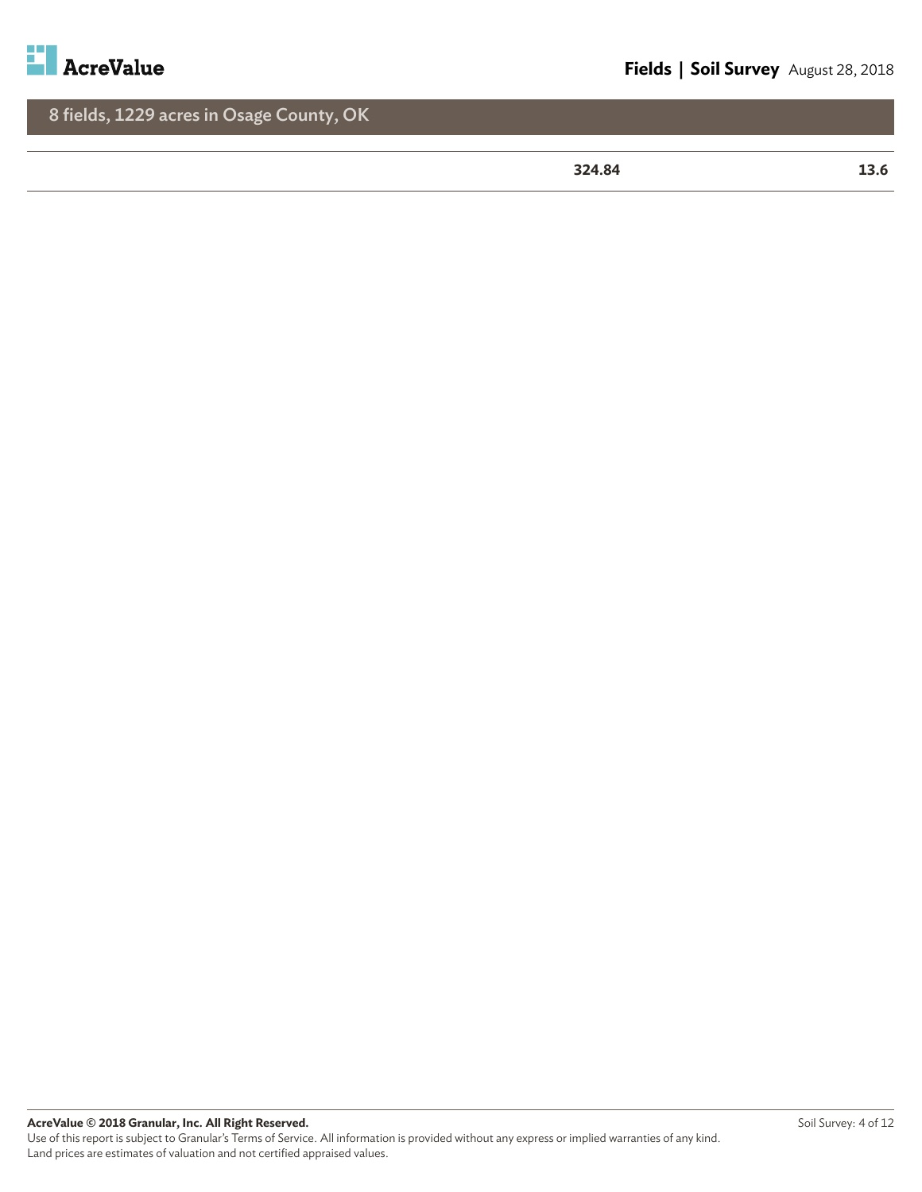## 8 fields, 1229 acres in Osage County, OK

| | | |
|---|---|---|
| | **324.84** | **13.6** |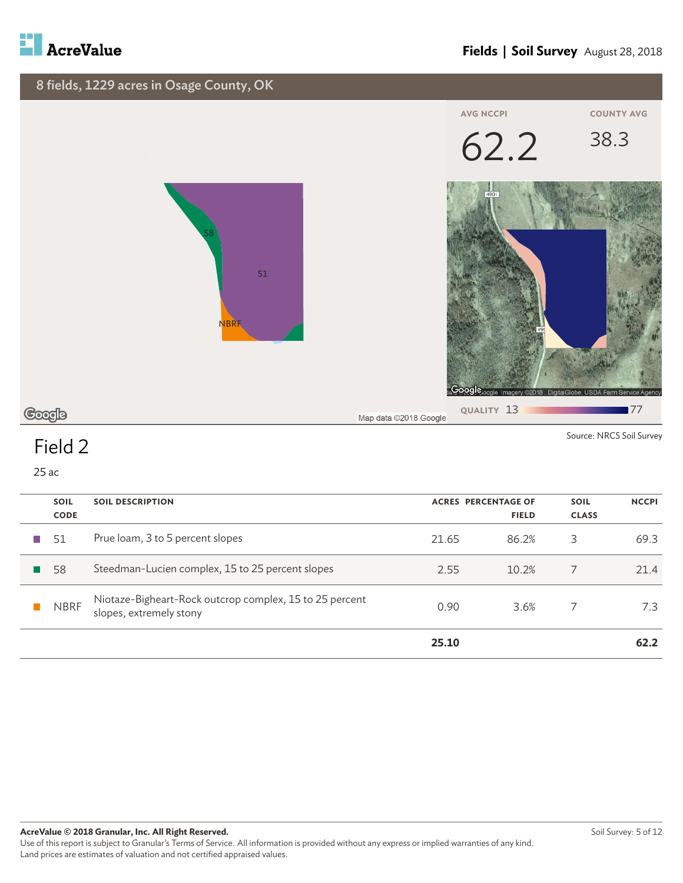**Fields | Soil Survey** August 28, 2018

## 8 fields, 1229 acres in Osage County, OK

AVG NCCPI **62.2** COUNTY AVG **38.3**

QUALITY 13 — 77

Source: NRCS Soil Survey

# Field 2

25 ac

| | SOIL CODE | SOIL DESCRIPTION | ACRES | PERCENTAGE OF FIELD | SOIL CLASS | NCCPI |
|---|---|---|---|---|---|---|
| ■ | 51 | Prue loam, 3 to 5 percent slopes | 21.65 | 86.2% | 3 | 69.3 |
| ■ | 58 | Steedman-Lucien complex, 15 to 25 percent slopes | 2.55 | 10.2% | 7 | 21.4 |
| ■ | NBRF | Niotaze-Bigheart-Rock outcrop complex, 15 to 25 percent slopes, extremely stony | 0.90 | 3.6% | 7 | 7.3 |
| | | | **25.10** | | | **62.2** |

**AcreValue © 2018 Granular, Inc. All Right Reserved.**
Use of this report is subject to Granular's Terms of Service. All information is provided without any express or implied warranties of any kind.
Land prices are estimates of valuation and not certified appraised values.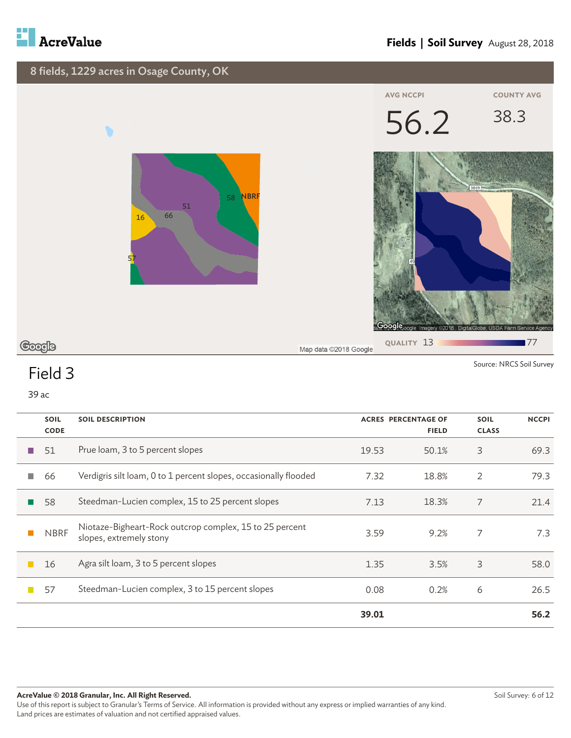# AcreValue

## Fields | Soil Survey August 28, 2018

8 fields, 1229 acres in Osage County, OK

AVG NCCPI **56.2**

COUNTY AVG 38.3

QUALITY 13 — 77

Source: NRCS Soil Survey

## Field 3

39 ac

| SOIL CODE | SOIL DESCRIPTION | ACRES | PERCENTAGE OF FIELD | SOIL CLASS | NCCPI |
|---|---|---|---|---|---|
| 51 | Prue loam, 3 to 5 percent slopes | 19.53 | 50.1% | 3 | 69.3 |
| 66 | Verdigris silt loam, 0 to 1 percent slopes, occasionally flooded | 7.32 | 18.8% | 2 | 79.3 |
| 58 | Steedman-Lucien complex, 15 to 25 percent slopes | 7.13 | 18.3% | 7 | 21.4 |
| NBRF | Niotaze-Bigheart-Rock outcrop complex, 15 to 25 percent slopes, extremely stony | 3.59 | 9.2% | 7 | 7.3 |
| 16 | Agra silt loam, 3 to 5 percent slopes | 1.35 | 3.5% | 3 | 58.0 |
| 57 | Steedman-Lucien complex, 3 to 15 percent slopes | 0.08 | 0.2% | 6 | 26.5 |
| | | **39.01** | | | **56.2** |

**AcreValue © 2018 Granular, Inc. All Right Reserved.**
Use of this report is subject to Granular's Terms of Service. All information is provided without any express or implied warranties of any kind.
Land prices are estimates of valuation and not certified appraised values.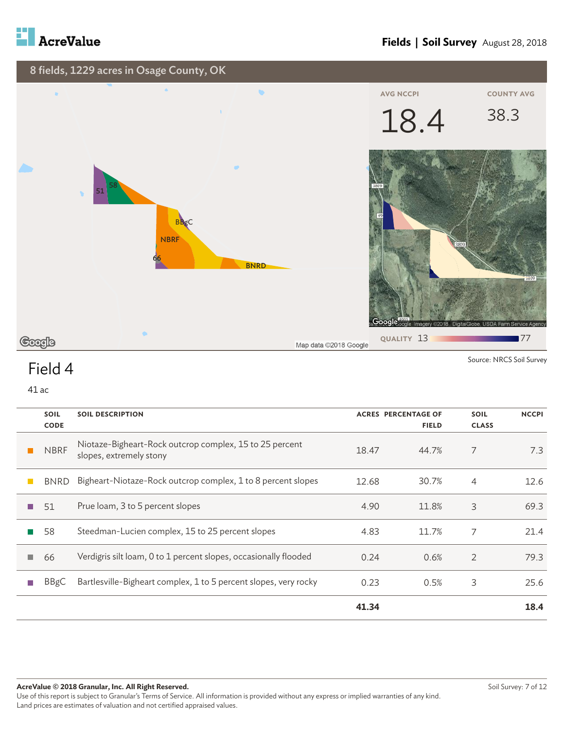# Fields | Soil Survey August 28, 2018

## 8 fields, 1229 acres in Osage County, OK

AVG NCCPI **18.4**

COUNTY AVG 38.3

QUALITY 13 — 77

Source: NRCS Soil Survey

## Field 4

41 ac

| | SOIL CODE | SOIL DESCRIPTION | ACRES | PERCENTAGE OF FIELD | SOIL CLASS | NCCPI |
|---|---|---|---|---|---|---|
| ■ | NBRF | Niotaze-Bigheart-Rock outcrop complex, 15 to 25 percent slopes, extremely stony | 18.47 | 44.7% | 7 | 7.3 |
| ■ | BNRD | Bigheart-Niotaze-Rock outcrop complex, 1 to 8 percent slopes | 12.68 | 30.7% | 4 | 12.6 |
| ■ | 51 | Prue loam, 3 to 5 percent slopes | 4.90 | 11.8% | 3 | 69.3 |
| ■ | 58 | Steedman-Lucien complex, 15 to 25 percent slopes | 4.83 | 11.7% | 7 | 21.4 |
| ■ | 66 | Verdigris silt loam, 0 to 1 percent slopes, occasionally flooded | 0.24 | 0.6% | 2 | 79.3 |
| ■ | BBgC | Bartlesville-Bigheart complex, 1 to 5 percent slopes, very rocky | 0.23 | 0.5% | 3 | 25.6 |
| | | | **41.34** | | | **18.4** |

**AcreValue © 2018 Granular, Inc. All Right Reserved.**
Use of this report is subject to Granular's Terms of Service. All information is provided without any express or implied warranties of any kind.
Land prices are estimates of valuation and not certified appraised values.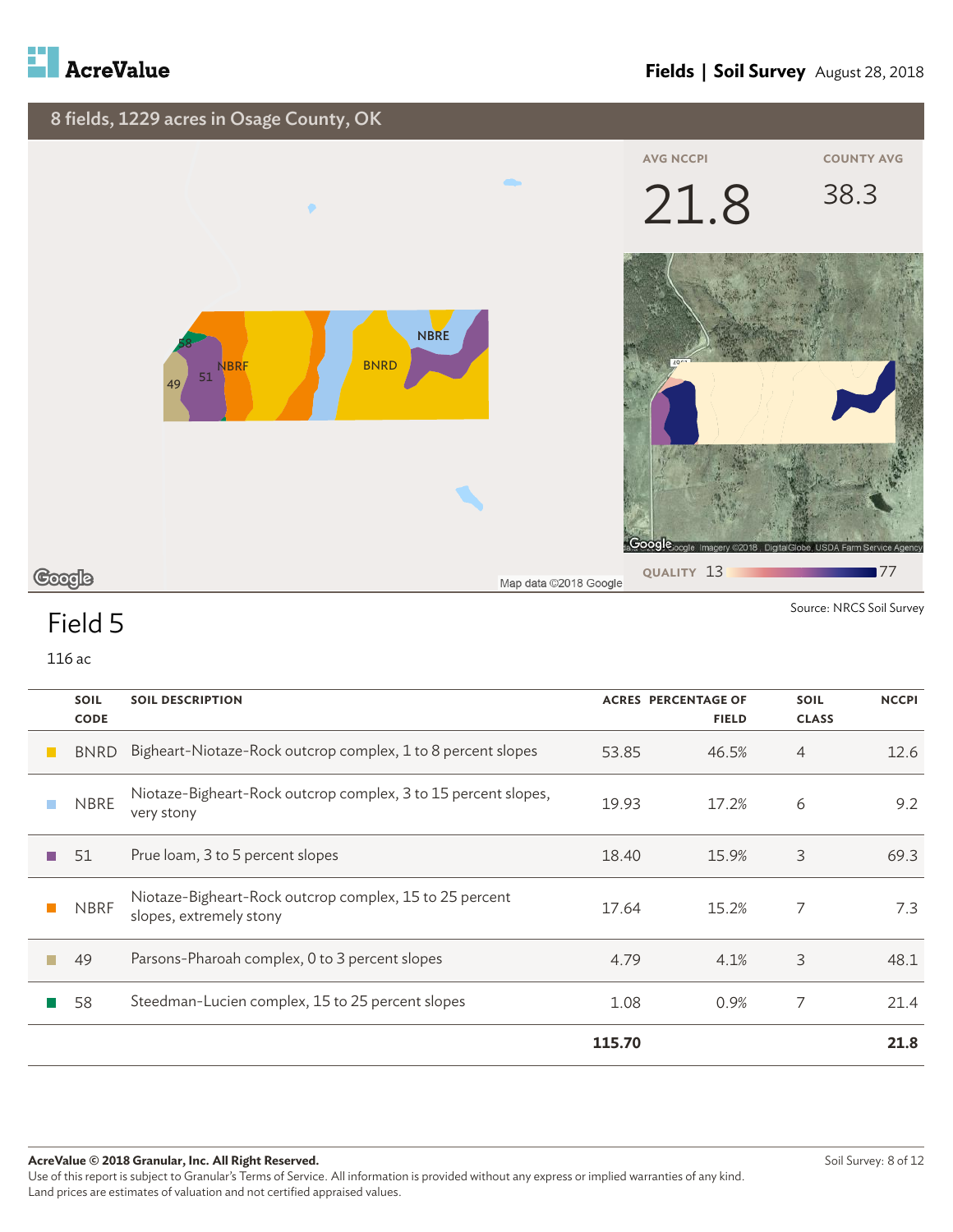## 8 fields, 1229 acres in Osage County, OK

AVG NCCPI **21.8**

COUNTY AVG 38.3

QUALITY 13 — 77

Source: NRCS Soil Survey

# Field 5

116 ac

| | SOIL CODE | SOIL DESCRIPTION | ACRES | PERCENTAGE OF FIELD | SOIL CLASS | NCCPI |
|---|---|---|---|---|---|---|
| ■ | BNRD | Bigheart-Niotaze-Rock outcrop complex, 1 to 8 percent slopes | 53.85 | 46.5% | 4 | 12.6 |
| ■ | NBRE | Niotaze-Bigheart-Rock outcrop complex, 3 to 15 percent slopes, very stony | 19.93 | 17.2% | 6 | 9.2 |
| ■ | 51 | Prue loam, 3 to 5 percent slopes | 18.40 | 15.9% | 3 | 69.3 |
| ■ | NBRF | Niotaze-Bigheart-Rock outcrop complex, 15 to 25 percent slopes, extremely stony | 17.64 | 15.2% | 7 | 7.3 |
| ■ | 49 | Parsons-Pharoah complex, 0 to 3 percent slopes | 4.79 | 4.1% | 3 | 48.1 |
| ■ | 58 | Steedman-Lucien complex, 15 to 25 percent slopes | 1.08 | 0.9% | 7 | 21.4 |
| | | | **115.70** | | | **21.8** |

**AcreValue © 2018 Granular, Inc. All Right Reserved.**
Use of this report is subject to Granular's Terms of Service. All information is provided without any express or implied warranties of any kind.
Land prices are estimates of valuation and not certified appraised values.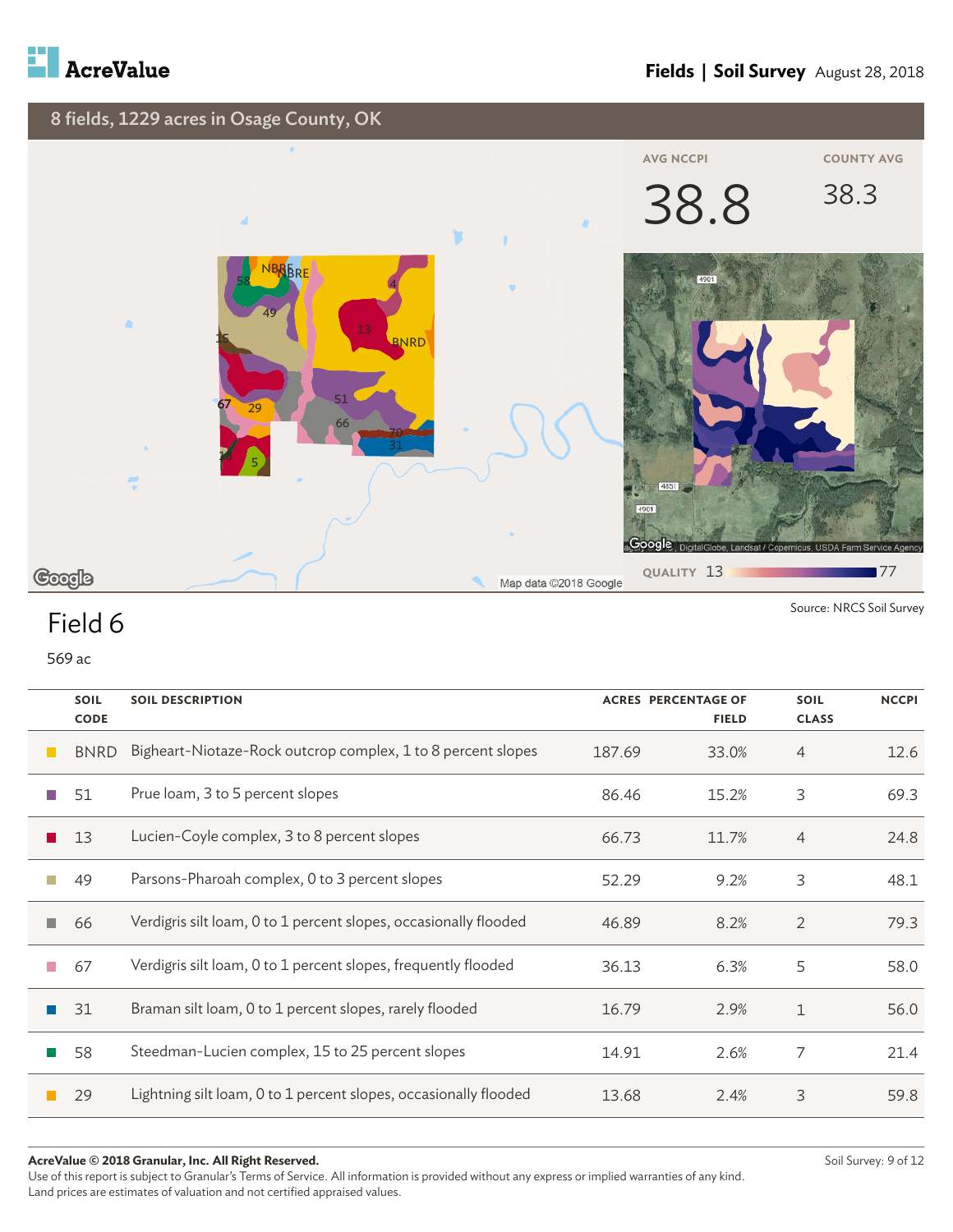AcreValue

**Fields | Soil Survey** August 28, 2018

## 8 fields, 1229 acres in Osage County, OK

AVG NCCPI

38.8

COUNTY AVG

38.3

QUALITY 13 77

Source: NRCS Soil Survey

# Field 6

569 ac

| SOIL CODE | SOIL DESCRIPTION | ACRES | PERCENTAGE OF FIELD | SOIL CLASS | NCCPI |
|---|---|---|---|---|---|
| BNRD | Bigheart-Niotaze-Rock outcrop complex, 1 to 8 percent slopes | 187.69 | 33.0% | 4 | 12.6 |
| 51 | Prue loam, 3 to 5 percent slopes | 86.46 | 15.2% | 3 | 69.3 |
| 13 | Lucien-Coyle complex, 3 to 8 percent slopes | 66.73 | 11.7% | 4 | 24.8 |
| 49 | Parsons-Pharoah complex, 0 to 3 percent slopes | 52.29 | 9.2% | 3 | 48.1 |
| 66 | Verdigris silt loam, 0 to 1 percent slopes, occasionally flooded | 46.89 | 8.2% | 2 | 79.3 |
| 67 | Verdigris silt loam, 0 to 1 percent slopes, frequently flooded | 36.13 | 6.3% | 5 | 58.0 |
| 31 | Braman silt loam, 0 to 1 percent slopes, rarely flooded | 16.79 | 2.9% | 1 | 56.0 |
| 58 | Steedman-Lucien complex, 15 to 25 percent slopes | 14.91 | 2.6% | 7 | 21.4 |
| 29 | Lightning silt loam, 0 to 1 percent slopes, occasionally flooded | 13.68 | 2.4% | 3 | 59.8 |

**AcreValue © 2018 Granular, Inc. All Right Reserved.**
Use of this report is subject to Granular's Terms of Service. All information is provided without any express or implied warranties of any kind. Land prices are estimates of valuation and not certified appraised values.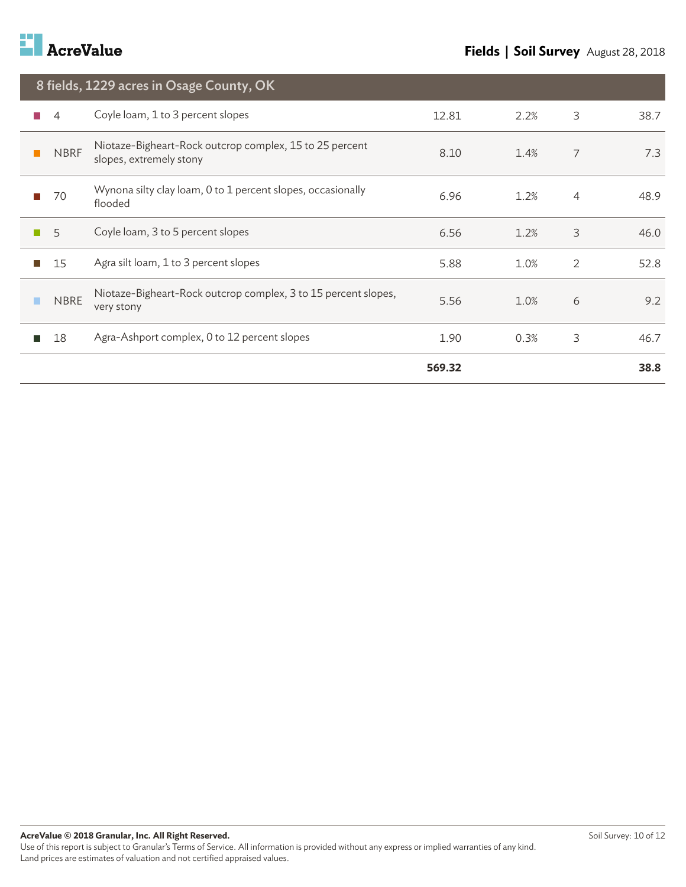## 8 fields, 1229 acres in Osage County, OK

| | | | | | | |
|---|---|---|---|---|---|---|
| ■ | 4 | Coyle loam, 1 to 3 percent slopes | 12.81 | 2.2% | 3 | 38.7 |
| ■ | NBRF | Niotaze-Bigheart-Rock outcrop complex, 15 to 25 percent slopes, extremely stony | 8.10 | 1.4% | 7 | 7.3 |
| ■ | 70 | Wynona silty clay loam, 0 to 1 percent slopes, occasionally flooded | 6.96 | 1.2% | 4 | 48.9 |
| ■ | 5 | Coyle loam, 3 to 5 percent slopes | 6.56 | 1.2% | 3 | 46.0 |
| ■ | 15 | Agra silt loam, 1 to 3 percent slopes | 5.88 | 1.0% | 2 | 52.8 |
| ■ | NBRE | Niotaze-Bigheart-Rock outcrop complex, 3 to 15 percent slopes, very stony | 5.56 | 1.0% | 6 | 9.2 |
| ■ | 18 | Agra-Ashport complex, 0 to 12 percent slopes | 1.90 | 0.3% | 3 | 46.7 |
| | | | **569.32** | | | **38.8** |

**AcreValue © 2018 Granular, Inc. All Right Reserved.**
Use of this report is subject to Granular's Terms of Service. All information is provided without any express or implied warranties of any kind. Land prices are estimates of valuation and not certified appraised values.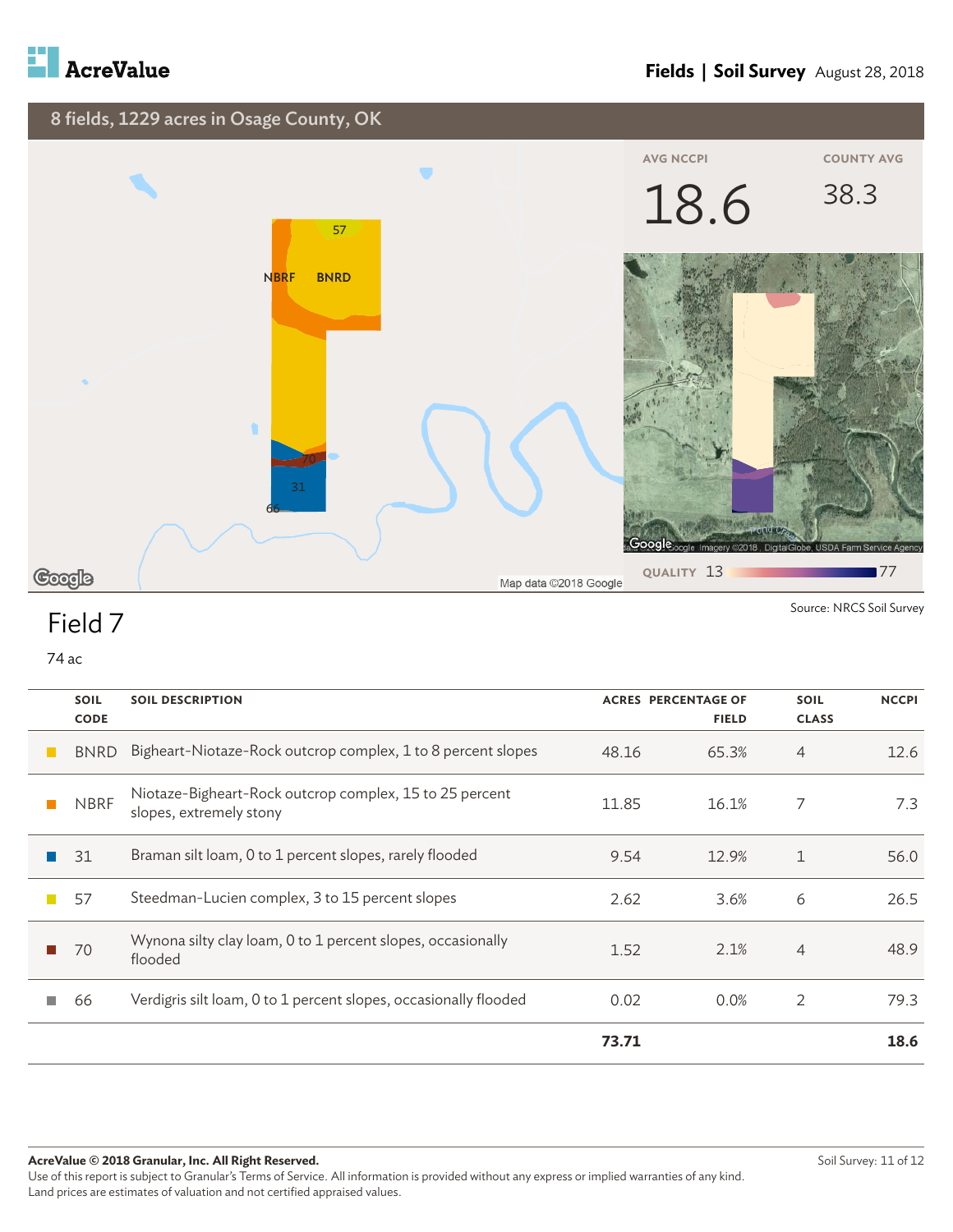AcreValue

**Fields | Soil Survey** August 28, 2018

## 8 fields, 1229 acres in Osage County, OK

AVG NCCPI **18.6**

COUNTY AVG 38.3

QUALITY 13 — 77

Source: NRCS Soil Survey

# Field 7

74 ac

| | SOIL CODE | SOIL DESCRIPTION | ACRES | PERCENTAGE OF FIELD | SOIL CLASS | NCCPI |
|---|---|---|---|---|---|---|
| ■ | BNRD | Bigheart-Niotaze-Rock outcrop complex, 1 to 8 percent slopes | 48.16 | 65.3% | 4 | 12.6 |
| ■ | NBRF | Niotaze-Bigheart-Rock outcrop complex, 15 to 25 percent slopes, extremely stony | 11.85 | 16.1% | 7 | 7.3 |
| ■ | 31 | Braman silt loam, 0 to 1 percent slopes, rarely flooded | 9.54 | 12.9% | 1 | 56.0 |
| ■ | 57 | Steedman-Lucien complex, 3 to 15 percent slopes | 2.62 | 3.6% | 6 | 26.5 |
| ■ | 70 | Wynona silty clay loam, 0 to 1 percent slopes, occasionally flooded | 1.52 | 2.1% | 4 | 48.9 |
| ■ | 66 | Verdigris silt loam, 0 to 1 percent slopes, occasionally flooded | 0.02 | 0.0% | 2 | 79.3 |
| | | | **73.71** | | | **18.6** |

**AcreValue © 2018 Granular, Inc. All Right Reserved.**
Use of this report is subject to Granular's Terms of Service. All information is provided without any express or implied warranties of any kind.
Land prices are estimates of valuation and not certified appraised values.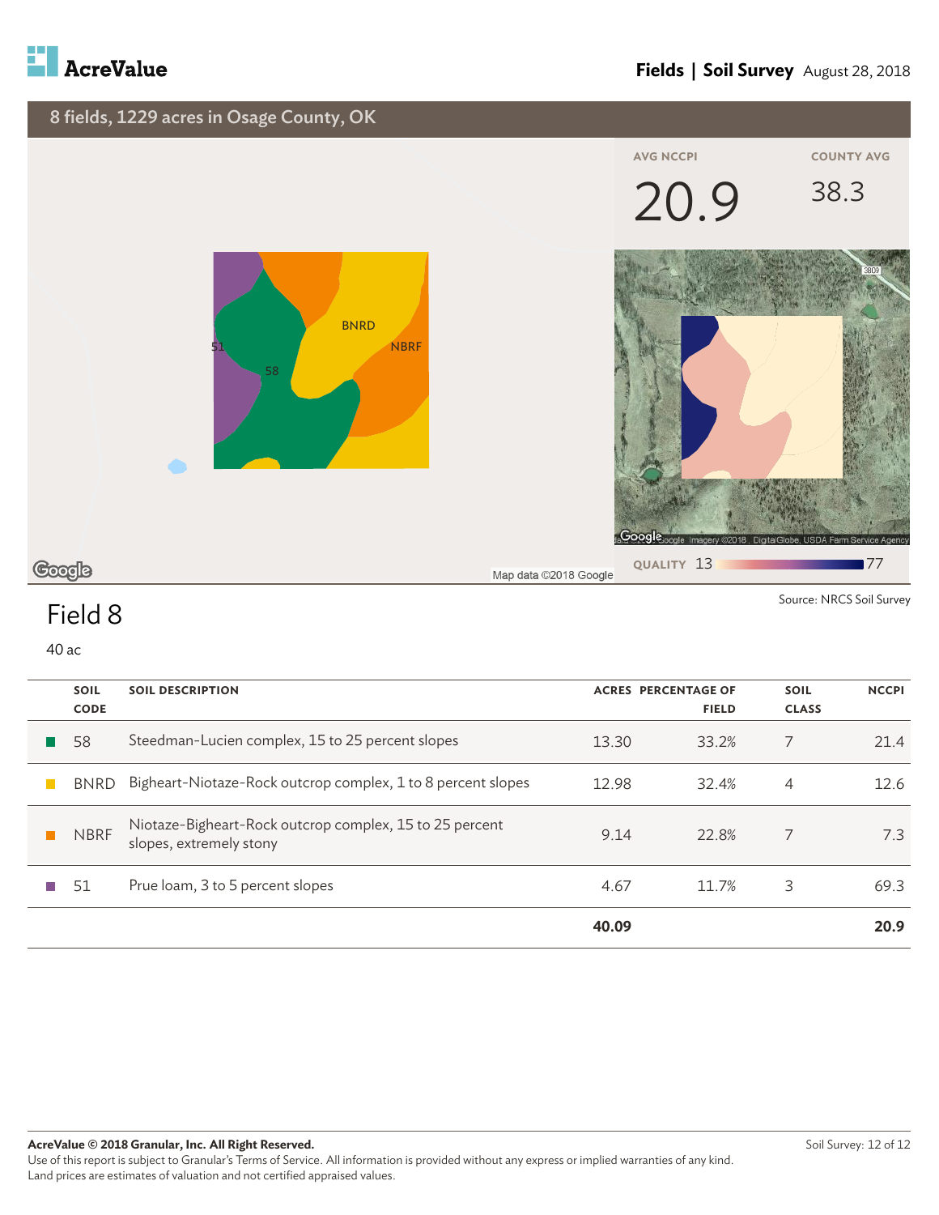## 8 fields, 1229 acres in Osage County, OK

AVG NCCPI **20.9** | COUNTY AVG **38.3**

QUALITY 13 — 77

Source: NRCS Soil Survey

# Field 8

40 ac

| | SOIL CODE | SOIL DESCRIPTION | ACRES | PERCENTAGE OF FIELD | SOIL CLASS | NCCPI |
|---|---|---|---|---|---|---|
| ■ | 58 | Steedman-Lucien complex, 15 to 25 percent slopes | 13.30 | 33.2% | 7 | 21.4 |
| ■ | BNRD | Bigheart-Niotaze-Rock outcrop complex, 1 to 8 percent slopes | 12.98 | 32.4% | 4 | 12.6 |
| ■ | NBRF | Niotaze-Bigheart-Rock outcrop complex, 15 to 25 percent slopes, extremely stony | 9.14 | 22.8% | 7 | 7.3 |
| ■ | 51 | Prue loam, 3 to 5 percent slopes | 4.67 | 11.7% | 3 | 69.3 |
| | | | **40.09** | | | **20.9** |

**AcreValue © 2018 Granular, Inc. All Right Reserved.**
Use of this report is subject to Granular's Terms of Service. All information is provided without any express or implied warranties of any kind.
Land prices are estimates of valuation and not certified appraised values.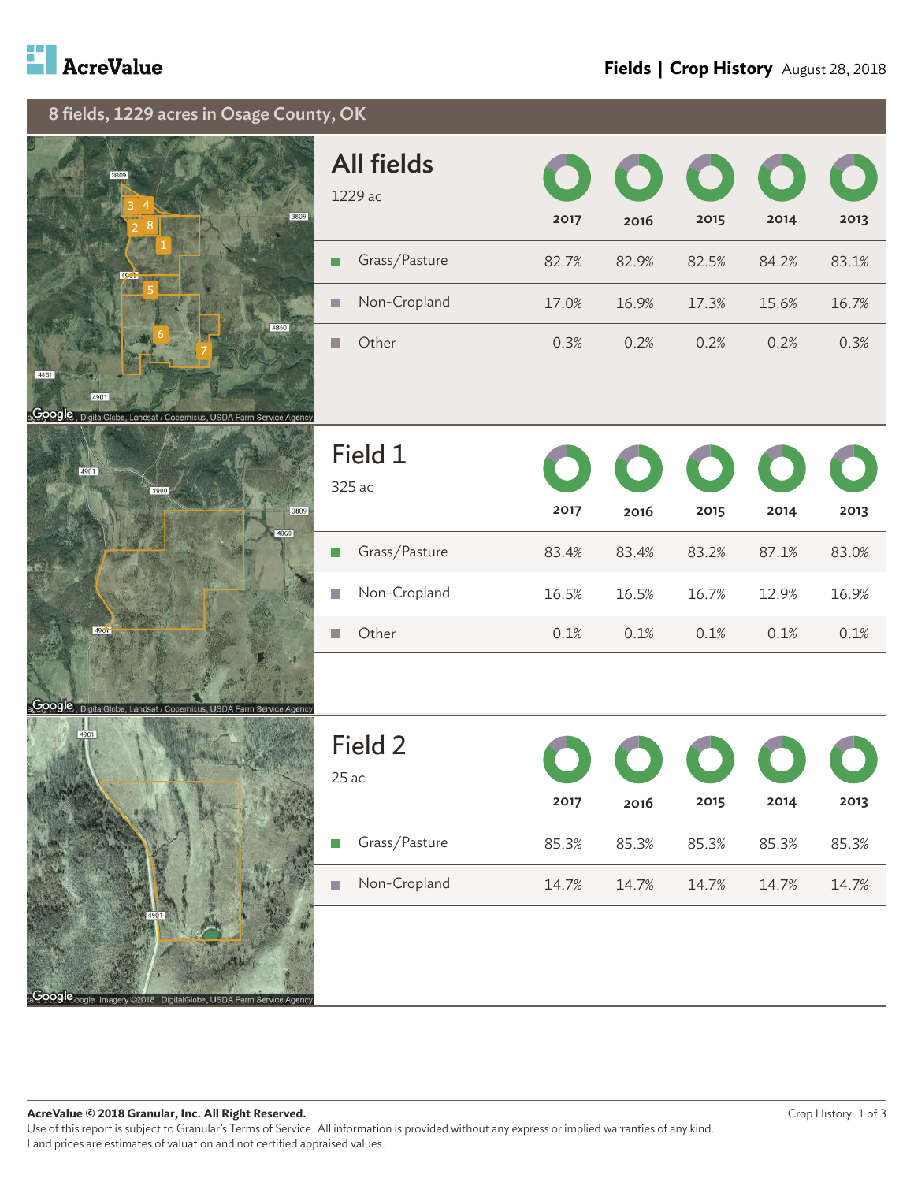# AcreValue

**Fields | Crop History** August 28, 2018

## 8 fields, 1229 acres in Osage County, OK

### All fields

1229 ac

| | 2017 | 2016 | 2015 | 2014 | 2013 |
|---|---|---|---|---|---|
| Grass/Pasture | 82.7% | 82.9% | 82.5% | 84.2% | 83.1% |
| Non-Cropland | 17.0% | 16.9% | 17.3% | 15.6% | 16.7% |
| Other | 0.3% | 0.2% | 0.2% | 0.2% | 0.3% |

### Field 1

325 ac

| | 2017 | 2016 | 2015 | 2014 | 2013 |
|---|---|---|---|---|---|
| Grass/Pasture | 83.4% | 83.4% | 83.2% | 87.1% | 83.0% |
| Non-Cropland | 16.5% | 16.5% | 16.7% | 12.9% | 16.9% |
| Other | 0.1% | 0.1% | 0.1% | 0.1% | 0.1% |

### Field 2

25 ac

| | 2017 | 2016 | 2015 | 2014 | 2013 |
|---|---|---|---|---|---|
| Grass/Pasture | 85.3% | 85.3% | 85.3% | 85.3% | 85.3% |
| Non-Cropland | 14.7% | 14.7% | 14.7% | 14.7% | 14.7% |

**AcreValue © 2018 Granular, Inc. All Right Reserved.**
Use of this report is subject to Granular's Terms of Service. All information is provided without any express or implied warranties of any kind.
Land prices are estimates of valuation and not certified appraised values.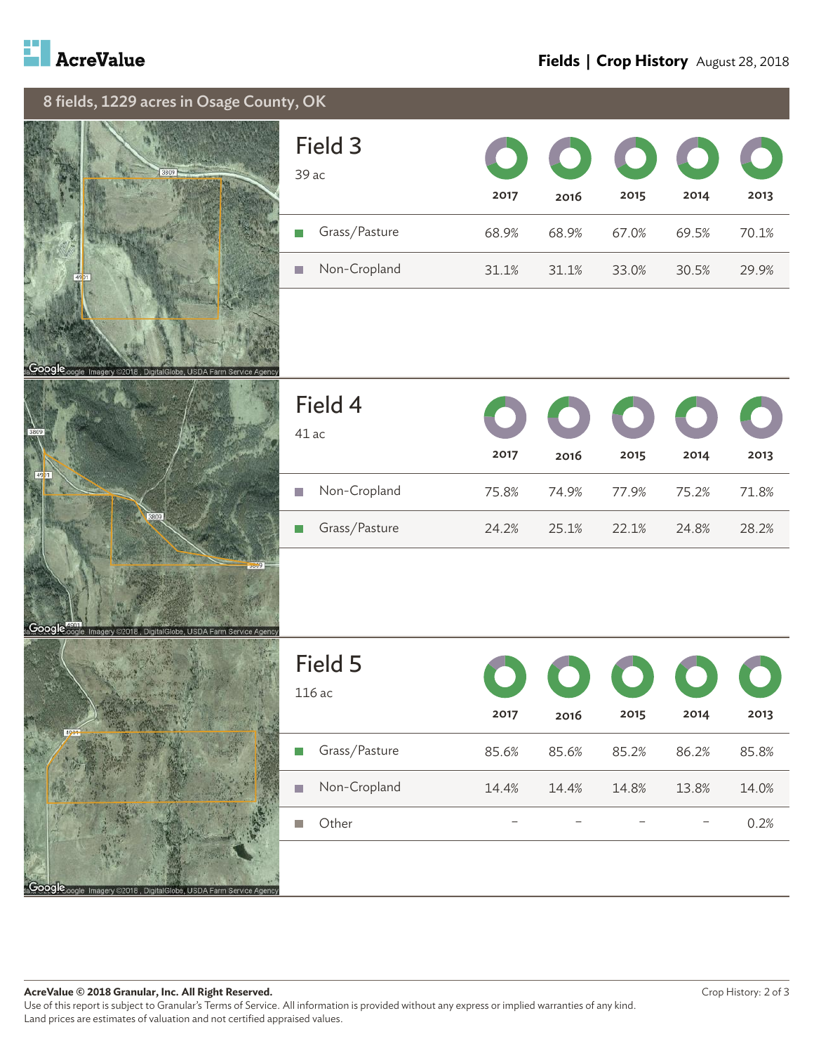# AcreValue

**Fields | Crop History** August 28, 2018

## 8 fields, 1229 acres in Osage County, OK

### Field 3

39 ac

| | 2017 | 2016 | 2015 | 2014 | 2013 |
|---|---|---|---|---|---|
| Grass/Pasture | 68.9% | 68.9% | 67.0% | 69.5% | 70.1% |
| Non-Cropland | 31.1% | 31.1% | 33.0% | 30.5% | 29.9% |

### Field 4

41 ac

| | 2017 | 2016 | 2015 | 2014 | 2013 |
|---|---|---|---|---|---|
| Non-Cropland | 75.8% | 74.9% | 77.9% | 75.2% | 71.8% |
| Grass/Pasture | 24.2% | 25.1% | 22.1% | 24.8% | 28.2% |

### Field 5

116 ac

| | 2017 | 2016 | 2015 | 2014 | 2013 |
|---|---|---|---|---|---|
| Grass/Pasture | 85.6% | 85.6% | 85.2% | 86.2% | 85.8% |
| Non-Cropland | 14.4% | 14.4% | 14.8% | 13.8% | 14.0% |
| Other | – | – | – | – | 0.2% |

**AcreValue © 2018 Granular, Inc. All Right Reserved.**
Use of this report is subject to Granular's Terms of Service. All information is provided without any express or implied warranties of any kind.
Land prices are estimates of valuation and not certified appraised values.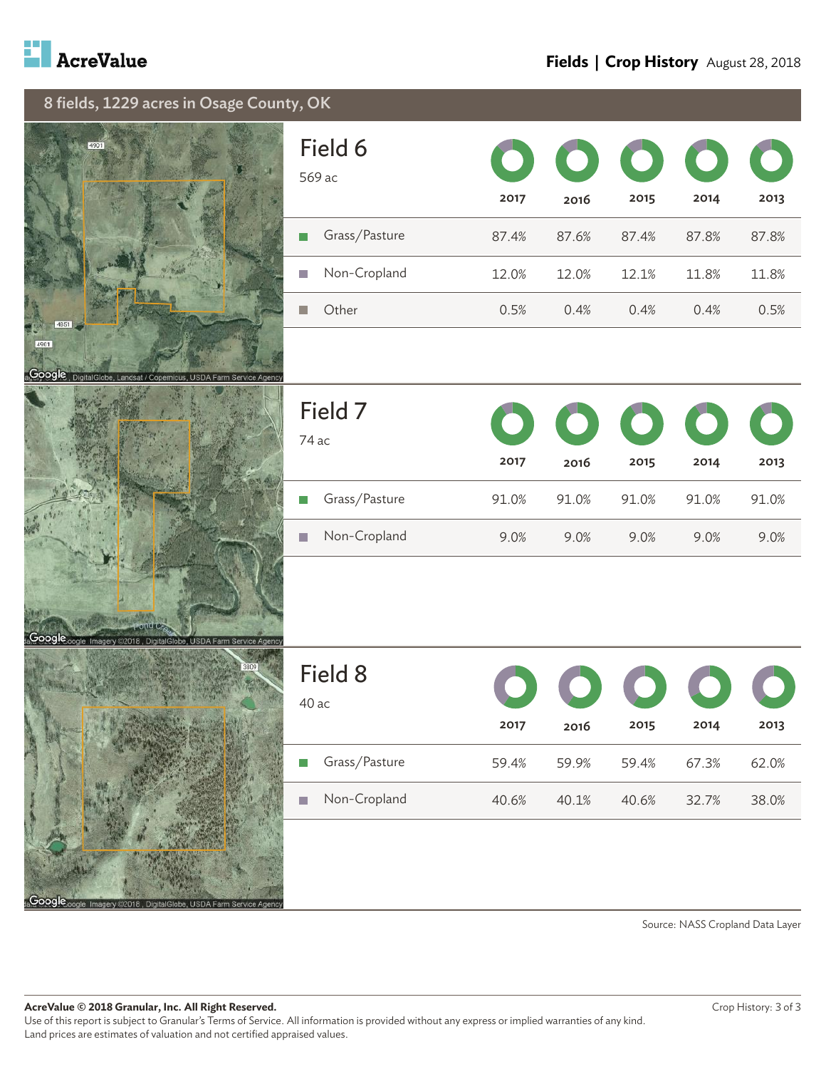## 8 fields, 1229 acres in Osage County, OK

### Field 6

569 ac

| | 2017 | 2016 | 2015 | 2014 | 2013 |
|---|---|---|---|---|---|
| Grass/Pasture | 87.4% | 87.6% | 87.4% | 87.8% | 87.8% |
| Non-Cropland | 12.0% | 12.0% | 12.1% | 11.8% | 11.8% |
| Other | 0.5% | 0.4% | 0.4% | 0.4% | 0.5% |

### Field 7

74 ac

| | 2017 | 2016 | 2015 | 2014 | 2013 |
|---|---|---|---|---|---|
| Grass/Pasture | 91.0% | 91.0% | 91.0% | 91.0% | 91.0% |
| Non-Cropland | 9.0% | 9.0% | 9.0% | 9.0% | 9.0% |

### Field 8

40 ac

| | 2017 | 2016 | 2015 | 2014 | 2013 |
|---|---|---|---|---|---|
| Grass/Pasture | 59.4% | 59.9% | 59.4% | 67.3% | 62.0% |
| Non-Cropland | 40.6% | 40.1% | 40.6% | 32.7% | 38.0% |

Source: NASS Cropland Data Layer

**AcreValue © 2018 Granular, Inc. All Right Reserved.**
Use of this report is subject to Granular's Terms of Service. All information is provided without any express or implied warranties of any kind.
Land prices are estimates of valuation and not certified appraised values.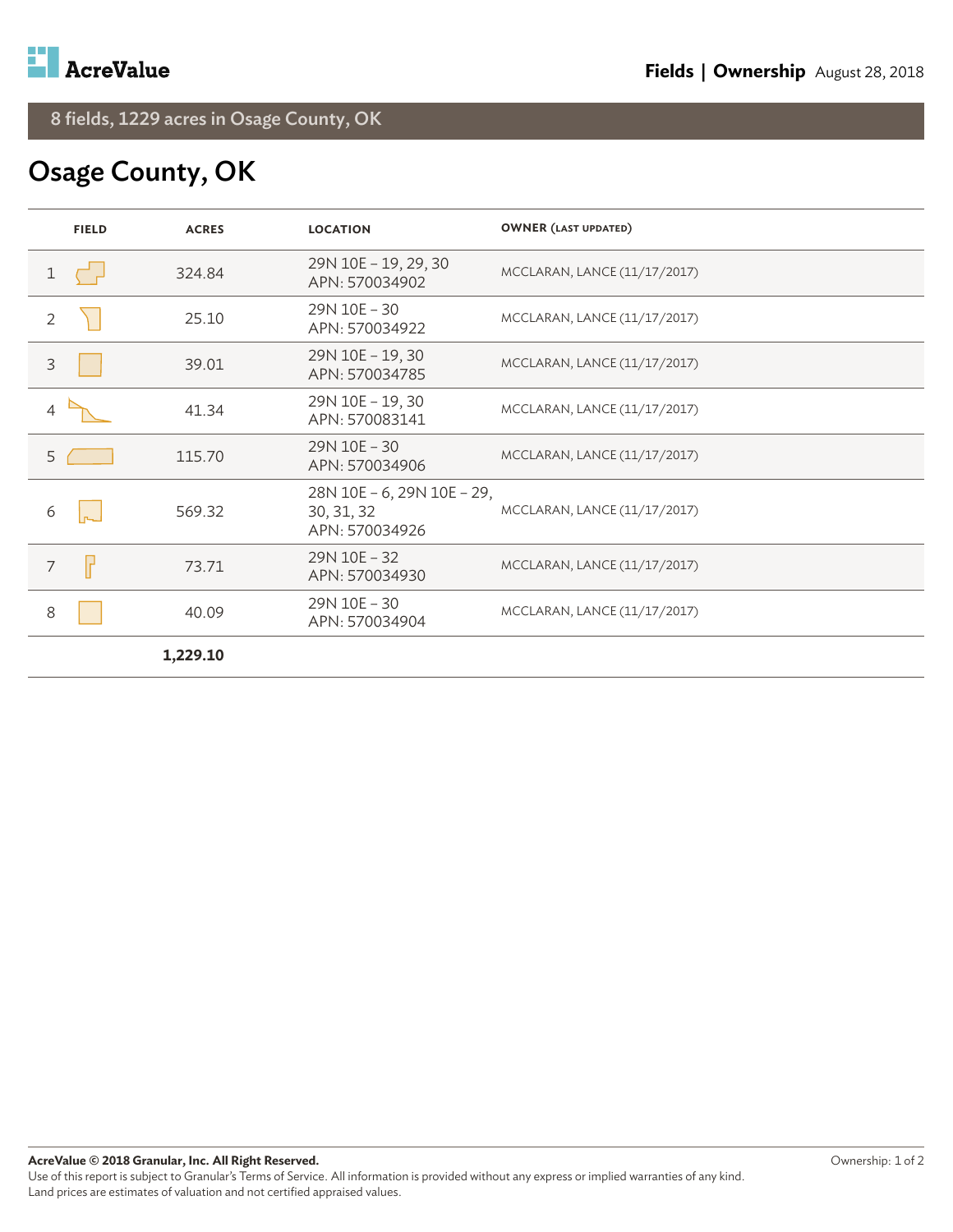AcreValue

**Fields | Ownership** August 28, 2018

## 8 fields, 1229 acres in Osage County, OK

# Osage County, OK

| | FIELD | ACRES | LOCATION | OWNER (LAST UPDATED) |
|---|---|---|---|---|
| 1 | | 324.84 | 29N 10E – 19, 29, 30<br>APN: 570034902 | MCCLARAN, LANCE (11/17/2017) |
| 2 | | 25.10 | 29N 10E – 30<br>APN: 570034922 | MCCLARAN, LANCE (11/17/2017) |
| 3 | | 39.01 | 29N 10E – 19, 30<br>APN: 570034785 | MCCLARAN, LANCE (11/17/2017) |
| 4 | | 41.34 | 29N 10E – 19, 30<br>APN: 570083141 | MCCLARAN, LANCE (11/17/2017) |
| 5 | | 115.70 | 29N 10E – 30<br>APN: 570034906 | MCCLARAN, LANCE (11/17/2017) |
| 6 | | 569.32 | 28N 10E – 6, 29N 10E – 29, 30, 31, 32<br>APN: 570034926 | MCCLARAN, LANCE (11/17/2017) |
| 7 | | 73.71 | 29N 10E – 32<br>APN: 570034930 | MCCLARAN, LANCE (11/17/2017) |
| 8 | | 40.09 | 29N 10E – 30<br>APN: 570034904 | MCCLARAN, LANCE (11/17/2017) |
| | | **1,229.10** | | |

**AcreValue © 2018 Granular, Inc. All Right Reserved.**
Use of this report is subject to Granular's Terms of Service. All information is provided without any express or implied warranties of any kind.
Land prices are estimates of valuation and not certified appraised values.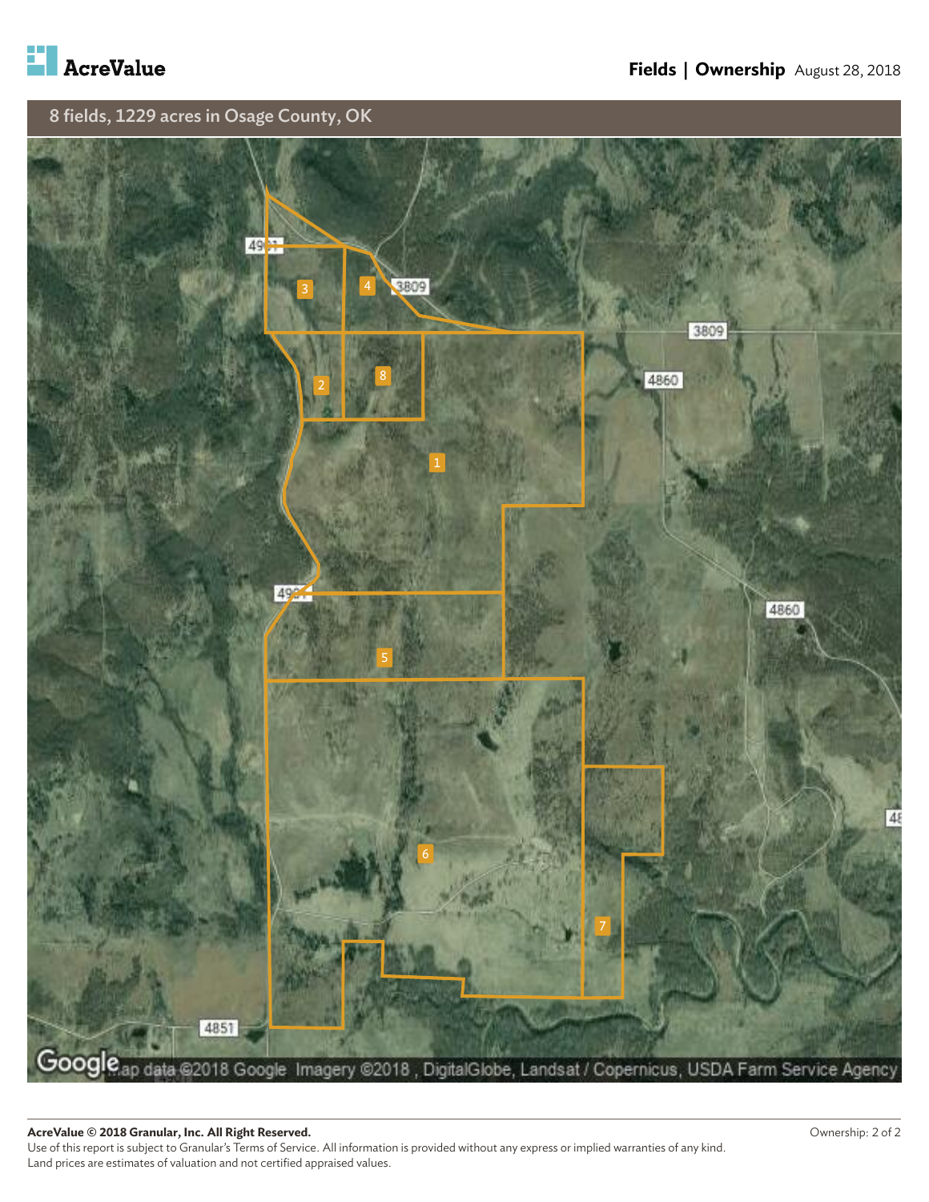AcreValue

**Fields | Ownership** August 28, 2018

## 8 fields, 1229 acres in Osage County, OK

4901

3809

3809

4860

4901

4860

4851

1

2

3

4

5

6

7

8

Map data ©2018 Google Imagery ©2018 , DigitalGlobe, Landsat / Copernicus, USDA Farm Service Agency

**AcreValue © 2018 Granular, Inc. All Right Reserved.**
Use of this report is subject to Granular's Terms of Service. All information is provided without any express or implied warranties of any kind.
Land prices are estimates of valuation and not certified appraised values.